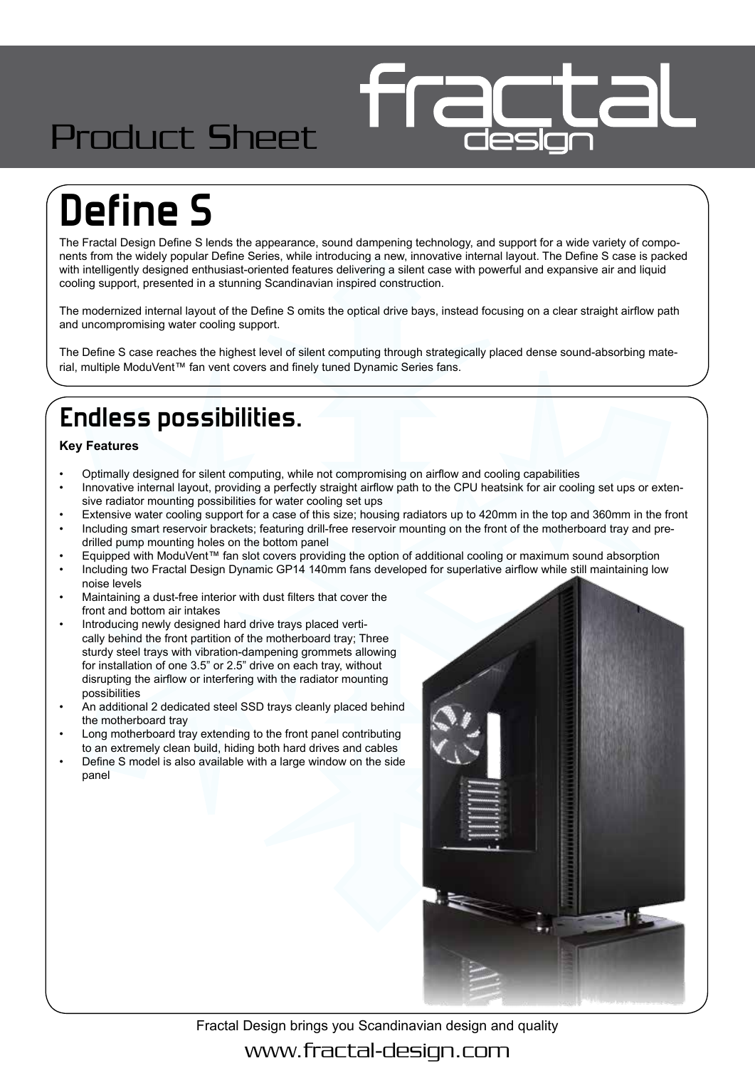Product Sheet

# Define S

The Fractal Design Define S lends the appearance, sound dampening technology, and support for a wide variety of components from the widely popular Define Series, while introducing a new, innovative internal layout. The Define S case is packed with intelligently designed enthusiast-oriented features delivering a silent case with powerful and expansive air and liquid cooling support, presented in a stunning Scandinavian inspired construction.

The modernized internal layout of the Define S omits the optical drive bays, instead focusing on a clear straight airflow path and uncompromising water cooling support.

The Define S case reaches the highest level of silent computing through strategically placed dense sound-absorbing material, multiple ModuVent™ fan vent covers and finely tuned Dynamic Series fans.

## Endless possibilities.

**Key Features**

- Optimally designed for silent computing, while not compromising on airflow and cooling capabilities
- Innovative internal layout, providing a perfectly straight airflow path to the CPU heatsink for air cooling set ups or extensive radiator mounting possibilities for water cooling set ups
- Extensive water cooling support for a case of this size; housing radiators up to 420mm in the top and 360mm in the front
- Including smart reservoir brackets; featuring drill-free reservoir mounting on the front of the motherboard tray and pre-drilled pump mounting holes on the bottom panel
- Equipped with ModuVent™ fan slot covers providing the option of additional cooling or maximum sound absorption
- Including two Fractal Design Dynamic GP14 140mm fans developed for superlative airflow while still maintaining low noise levels
- Maintaining a dust-free interior with dust filters that cover the front and bottom air intakes
- Introducing newly designed hard drive trays placed vertically behind the front partition of the motherboard tray; Three sturdy steel trays with vibration-dampening grommets allowing for installation of one 3.5” or 2.5” drive on each tray, without disrupting the airflow or interfering with the radiator mounting possibilities
- An additional 2 dedicated steel SSD trays cleanly placed behind the motherboard tray
- Long motherboard tray extending to the front panel contributing to an extremely clean build, hiding both hard drives and cables
- Define S model is also available with a large window on the side panel

Fractal Design brings you Scandinavian design and quality

www.fractal-design.com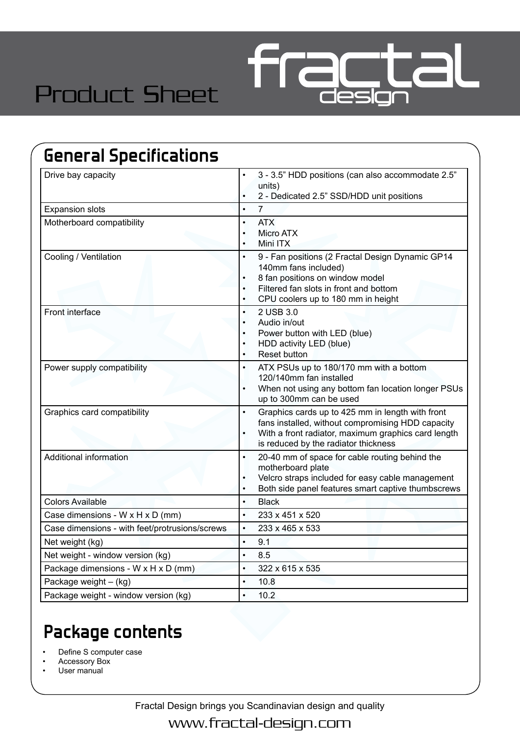# Product Sheet

## General Specifications

| | |
|---|---|
| Drive bay capacity | • 3 - 3.5" HDD positions (can also accommodate 2.5" units)<br>• 2 - Dedicated 2.5" SSD/HDD unit positions |
| Expansion slots | • 7 |
| Motherboard compatibility | • ATX<br>• Micro ATX<br>• Mini ITX |
| Cooling / Ventilation | • 9 - Fan positions (2 Fractal Design Dynamic GP14 140mm fans included)<br>• 8 fan positions on window model<br>• Filtered fan slots in front and bottom<br>• CPU coolers up to 180 mm in height |
| Front interface | • 2 USB 3.0<br>• Audio in/out<br>• Power button with LED (blue)<br>• HDD activity LED (blue)<br>• Reset button |
| Power supply compatibility | • ATX PSUs up to 180/170 mm with a bottom 120/140mm fan installed<br>• When not using any bottom fan location longer PSUs up to 300mm can be used |
| Graphics card compatibility | • Graphics cards up to 425 mm in length with front fans installed, without compromising HDD capacity<br>• With a front radiator, maximum graphics card length is reduced by the radiator thickness |
| Additional information | • 20-40 mm of space for cable routing behind the motherboard plate<br>• Velcro straps included for easy cable management<br>• Both side panel features smart captive thumbscrews |
| Colors Available | • Black |
| Case dimensions - W x H x D (mm) | • 233 x 451 x 520 |
| Case dimensions - with feet/protrusions/screws | • 233 x 465 x 533 |
| Net weight (kg) | • 9.1 |
| Net weight - window version (kg) | • 8.5 |
| Package dimensions - W x H x D (mm) | • 322 x 615 x 535 |
| Package weight – (kg) | • 10.8 |
| Package weight - window version (kg) | • 10.2 |

## Package contents

- Define S computer case
- Accessory Box
- User manual

Fractal Design brings you Scandinavian design and quality

www.fractal-design.com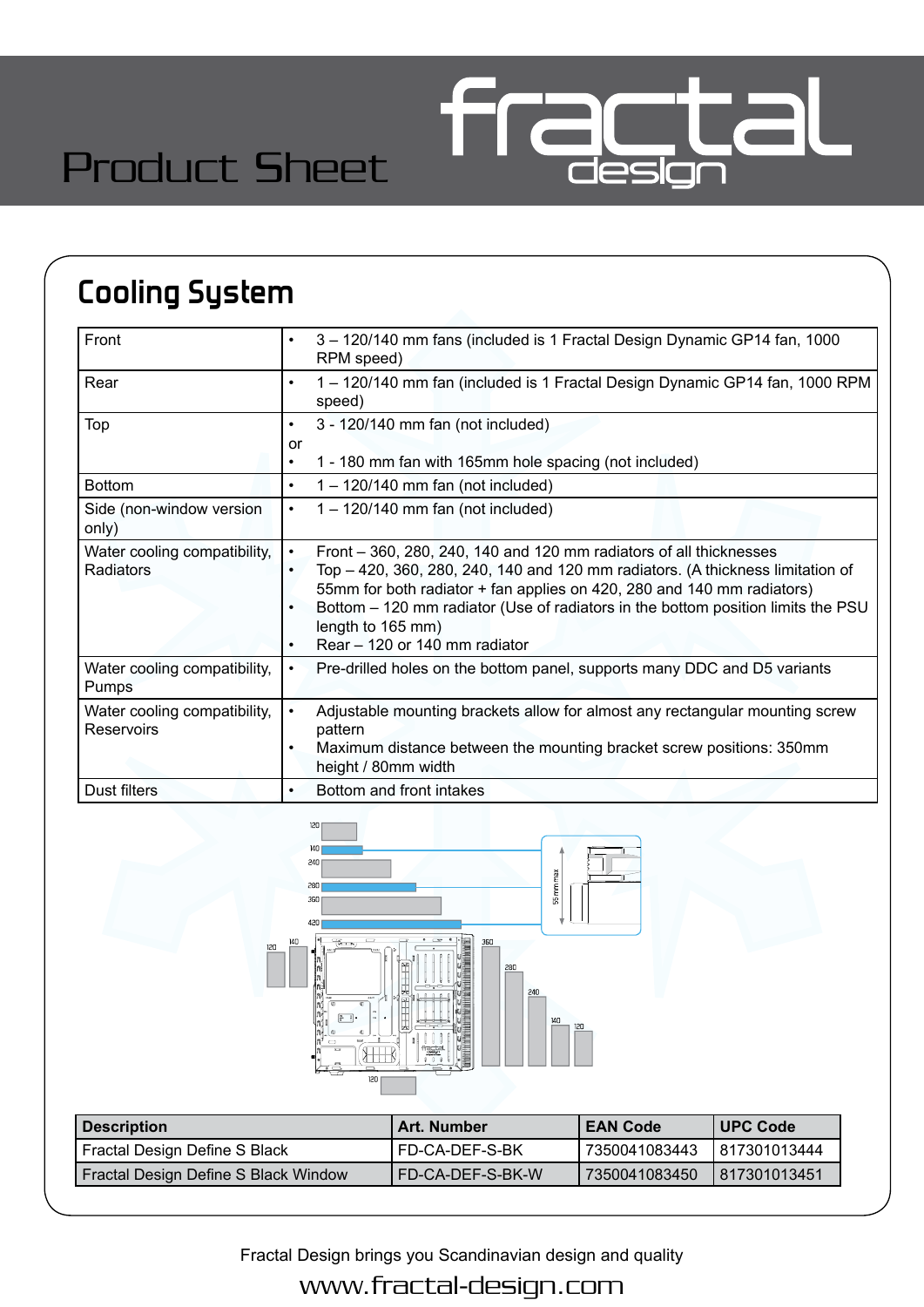# Product Sheet

## Cooling System

| | |
|---|---|
| Front | • 3 – 120/140 mm fans (included is 1 Fractal Design Dynamic GP14 fan, 1000 RPM speed) |
| Rear | • 1 – 120/140 mm fan (included is 1 Fractal Design Dynamic GP14 fan, 1000 RPM speed) |
| Top | • 3 - 120/140 mm fan (not included)<br>or<br>• 1 - 180 mm fan with 165mm hole spacing (not included) |
| Bottom | • 1 – 120/140 mm fan (not included) |
| Side (non-window version only) | • 1 – 120/140 mm fan (not included) |
| Water cooling compatibility, Radiators | • Front – 360, 280, 240, 140 and 120 mm radiators of all thicknesses<br>• Top – 420, 360, 280, 240, 140 and 120 mm radiators. (A thickness limitation of 55mm for both radiator + fan applies on 420, 280 and 140 mm radiators)<br>• Bottom – 120 mm radiator (Use of radiators in the bottom position limits the PSU length to 165 mm)<br>• Rear – 120 or 140 mm radiator |
| Water cooling compatibility, Pumps | • Pre-drilled holes on the bottom panel, supports many DDC and D5 variants |
| Water cooling compatibility, Reservoirs | • Adjustable mounting brackets allow for almost any rectangular mounting screw pattern<br>• Maximum distance between the mounting bracket screw positions: 350mm height / 80mm width |
| Dust filters | • Bottom and front intakes |

120
140
240
280
360
420
55 mm max
120
140
360
280
240
140
120
120

| Description | Art. Number | EAN Code | UPC Code |
|---|---|---|---|
| Fractal Design Define S Black | FD-CA-DEF-S-BK | 7350041083443 | 817301013444 |
| Fractal Design Define S Black Window | FD-CA-DEF-S-BK-W | 7350041083450 | 817301013451 |

Fractal Design brings you Scandinavian design and quality

www.fractal-design.com